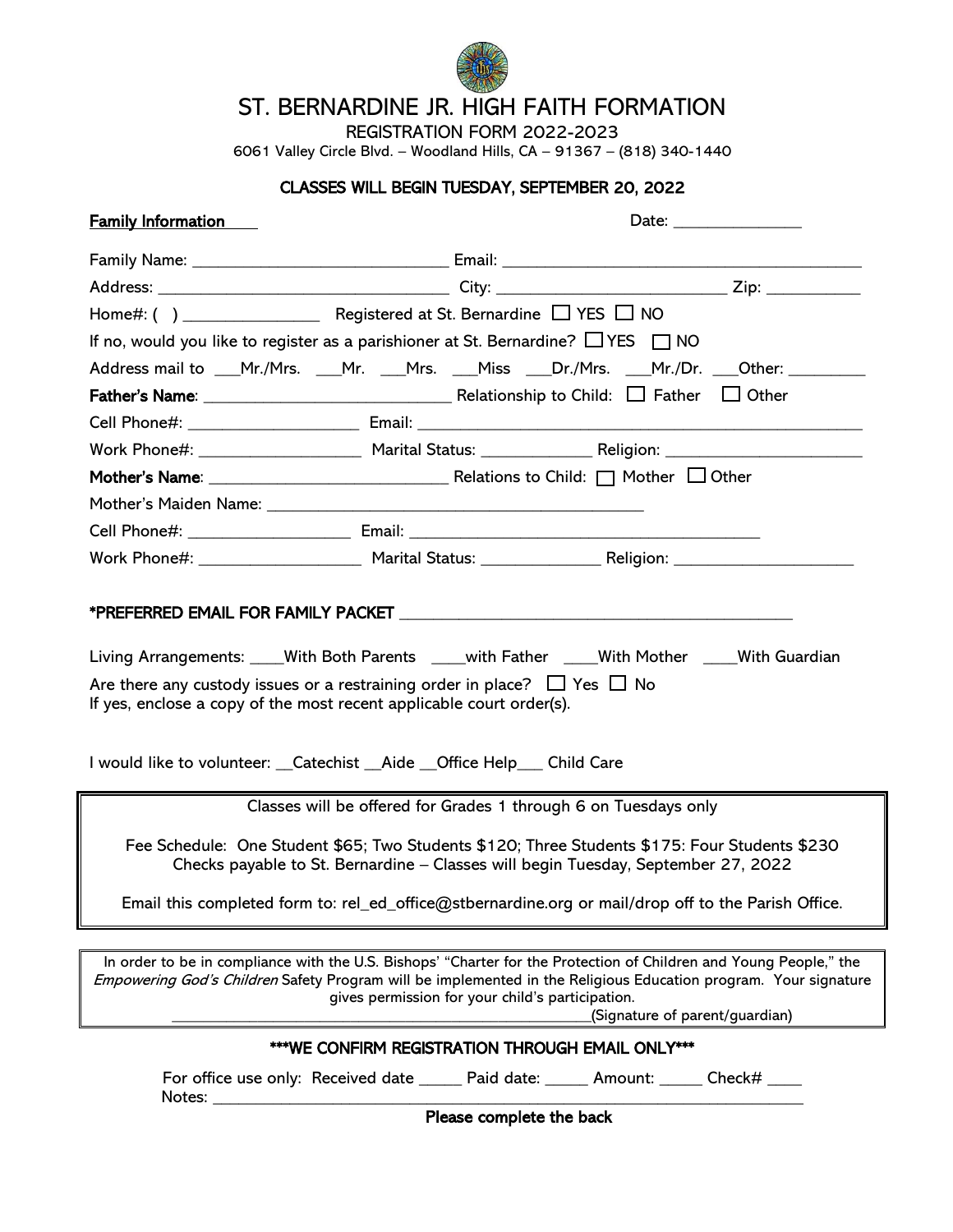# ST. BERNARDINE JR. HIGH FAITH FORMATION

REGISTRATION FORM 2022-2023

6061 Valley Circle Blvd. – Woodland Hills, CA – 91367 – (818) 340-1440

**CLASSES WILL BEGIN TUESDAY, SEPTEMBER 20, 2022**

**Family Information** Date: _______________

Family Name: _____________________________ Email: ________________________________________

Address: ________________________________ City: ________________________ Zip: __________

Home#: ( ) _______________ Registered at St. Bernardine ☐ YES ☐ NO

If no, would you like to register as a parishioner at St. Bernardine? ☐ YES ☐ NO

Address mail to ___Mr./Mrs. ___Mr. ___Mrs. ___Miss ___Dr./Mrs. ___Mr./Dr. ___Other: _________

**Father's Name**: ____________________________ Relationship to Child: ☐ Father ☐ Other

Cell Phone#: ___________________ Email: ___________________________________________________

Work Phone#: __________________ Marital Status: ____________ Religion: _____________________

**Mother's Name**: ____________________________ Relations to Child: ☐ Mother ☐ Other

Mother's Maiden Name: ___________________________________________

Cell Phone#: __________________ Email: ________________________________________

Work Phone#: __________________ Marital Status: _____________ Religion: ____________________

**\*PREFERRED EMAIL FOR FAMILY PACKET** ____________________________________________

Living Arrangements: ____With Both Parents ____with Father ____With Mother ____With Guardian

Are there any custody issues or a restraining order in place? ☐ Yes ☐ No
If yes, enclose a copy of the most recent applicable court order(s).

I would like to volunteer: __Catechist __Aide __Office Help___ Child Care

---

Classes will be offered for Grades 1 through 6 on Tuesdays only

Fee Schedule: One Student $65; Two Students $120; Three Students $175: Four Students $230
Checks payable to St. Bernardine – Classes will begin Tuesday, September 27, 2022

Email this completed form to: rel_ed_office@stbernardine.org or mail/drop off to the Parish Office.

---

In order to be in compliance with the U.S. Bishops' "Charter for the Protection of Children and Young People," the *Empowering God's Children* Safety Program will be implemented in the Religious Education program. Your signature gives permission for your child's participation.

___________________________________________________(Signature of parent/guardian)

---

**\*\*\*WE CONFIRM REGISTRATION THROUGH EMAIL ONLY\*\*\***

For office use only: Received date _____ Paid date: _____ Amount: _____ Check# ____
Notes: ____________________________________________________________________

**Please complete the back**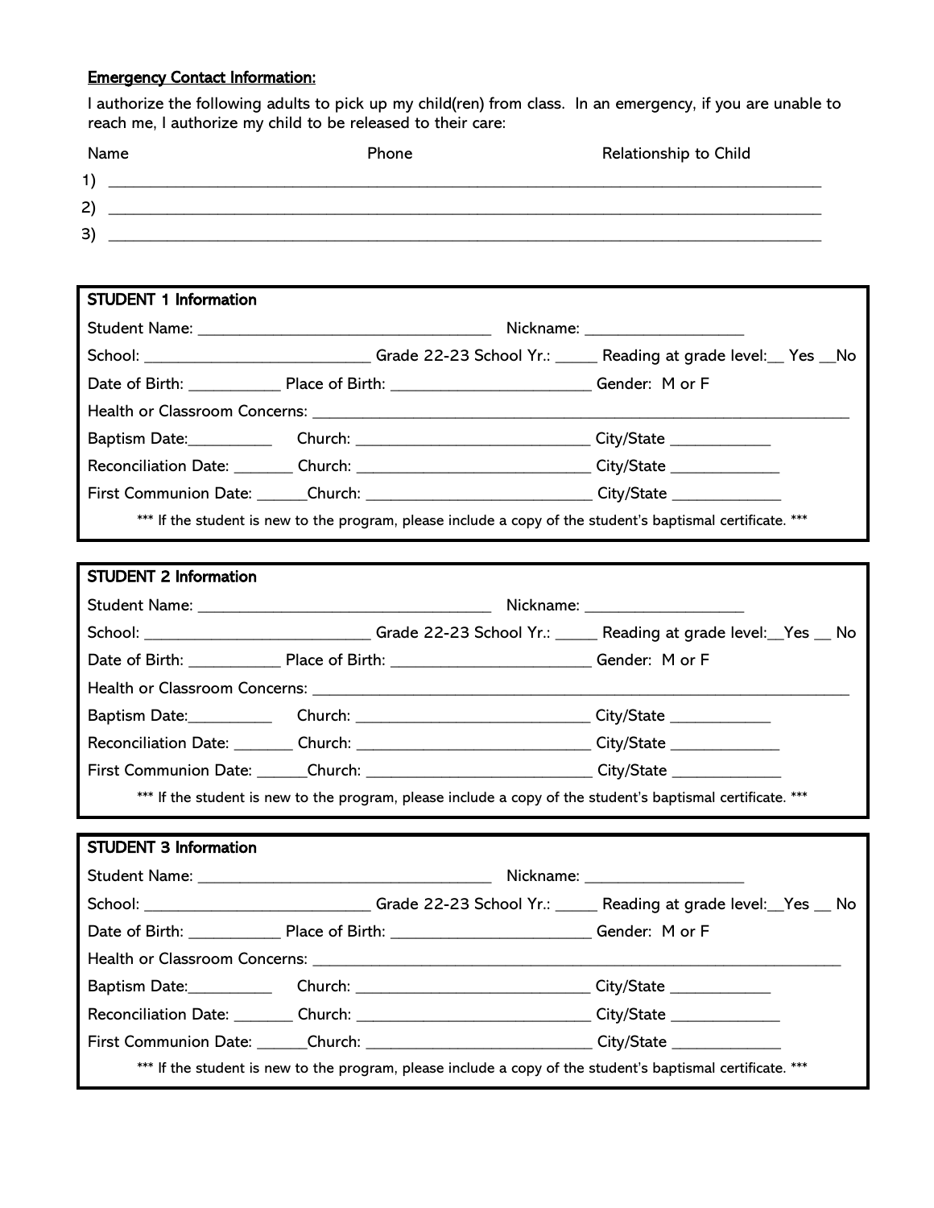**Emergency Contact Information:**

I authorize the following adults to pick up my child(ren) from class. In an emergency, if you are unable to reach me, I authorize my child to be released to their care:

Name Phone Relationship to Child

1) ______________________________________________________________________________

2) ______________________________________________________________________________

3) ______________________________________________________________________________

**STUDENT 1 Information**

Student Name: ________________________________ Nickname: _________________

School: ________________________ Grade 22-23 School Yr.: _____ Reading at grade level:__ Yes __No

Date of Birth: __________ Place of Birth: _____________________ Gender: M or F

Health or Classroom Concerns: ____________________________________________________________

Baptism Date:_________ Church: _________________________ City/State ___________

Reconciliation Date: _______ Church: _________________________ City/State ____________

First Communion Date: ______Church: ________________________ City/State ____________

*** If the student is new to the program, please include a copy of the student's baptismal certificate. ***

**STUDENT 2 Information**

Student Name: ________________________________ Nickname: _________________

School: ________________________ Grade 22-23 School Yr.: _____ Reading at grade level:__Yes __ No

Date of Birth: __________ Place of Birth: _____________________ Gender: M or F

Health or Classroom Concerns: ____________________________________________________________

Baptism Date:_________ Church: _________________________ City/State ___________

Reconciliation Date: _______ Church: _________________________ City/State ____________

First Communion Date: ______Church: ________________________ City/State ____________

*** If the student is new to the program, please include a copy of the student's baptismal certificate. ***

**STUDENT 3 Information**

Student Name: ________________________________ Nickname: _________________

School: ________________________ Grade 22-23 School Yr.: _____ Reading at grade level:__Yes __ No

Date of Birth: __________ Place of Birth: _____________________ Gender: M or F

Health or Classroom Concerns: ___________________________________________________________

Baptism Date:_________ Church: _________________________ City/State ___________

Reconciliation Date: _______ Church: _________________________ City/State ____________

First Communion Date: ______Church: ________________________ City/State ____________

*** If the student is new to the program, please include a copy of the student's baptismal certificate. ***